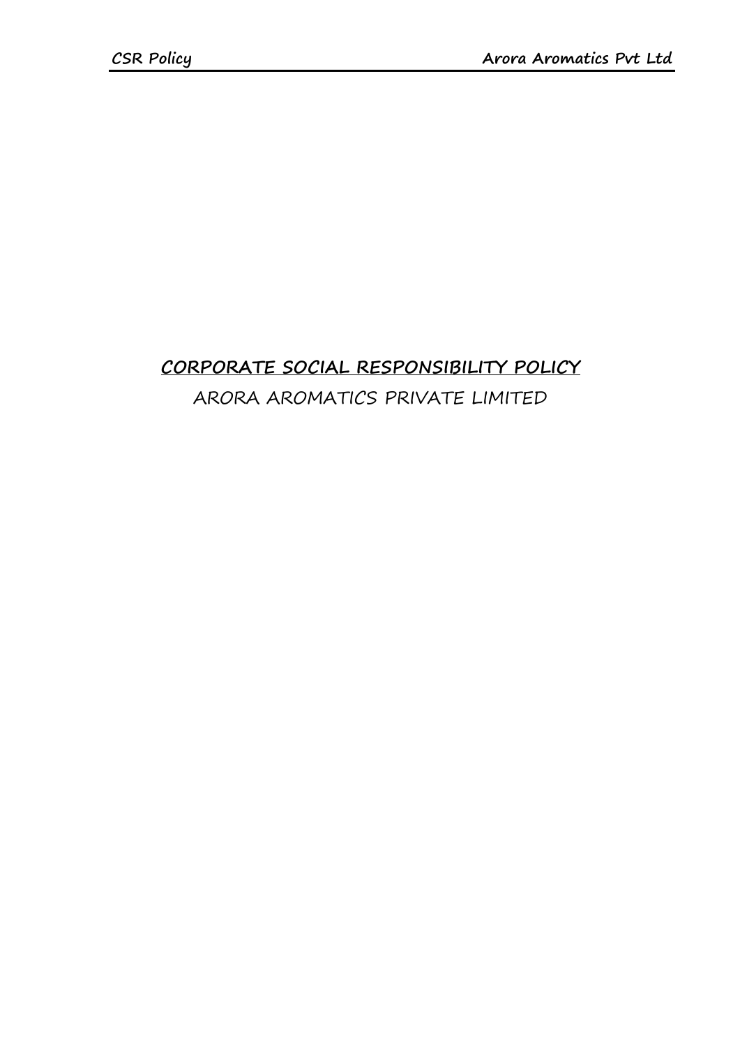# CORPORATE SOCIAL RESPONSIBILITY POLICY

ARORA AROMATICS PRIVATE LIMITED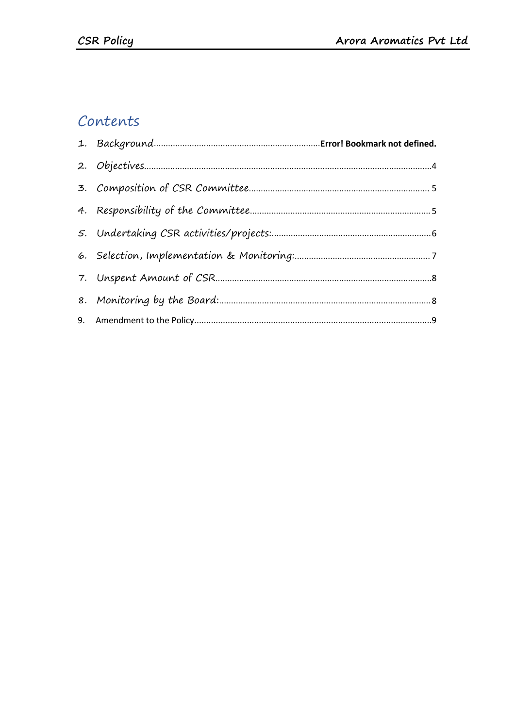# Contents

1. Background....................................................................Error! Bookmark not defined.
2. Objectives........................................................................................................................4
3. Composition of CSR Committee............................................................................ 5
4. Responsibility of the Committee............................................................................5
5. Undertaking CSR activities/projects:...................................................................6
6. Selection, Implementation & Monitoring:.......................................................... 7
7. Unspent Amount of CSR..........................................................................................8
8. Monitoring by the Board:.........................................................................................8
9. Amendment to the Policy..........................................................................................9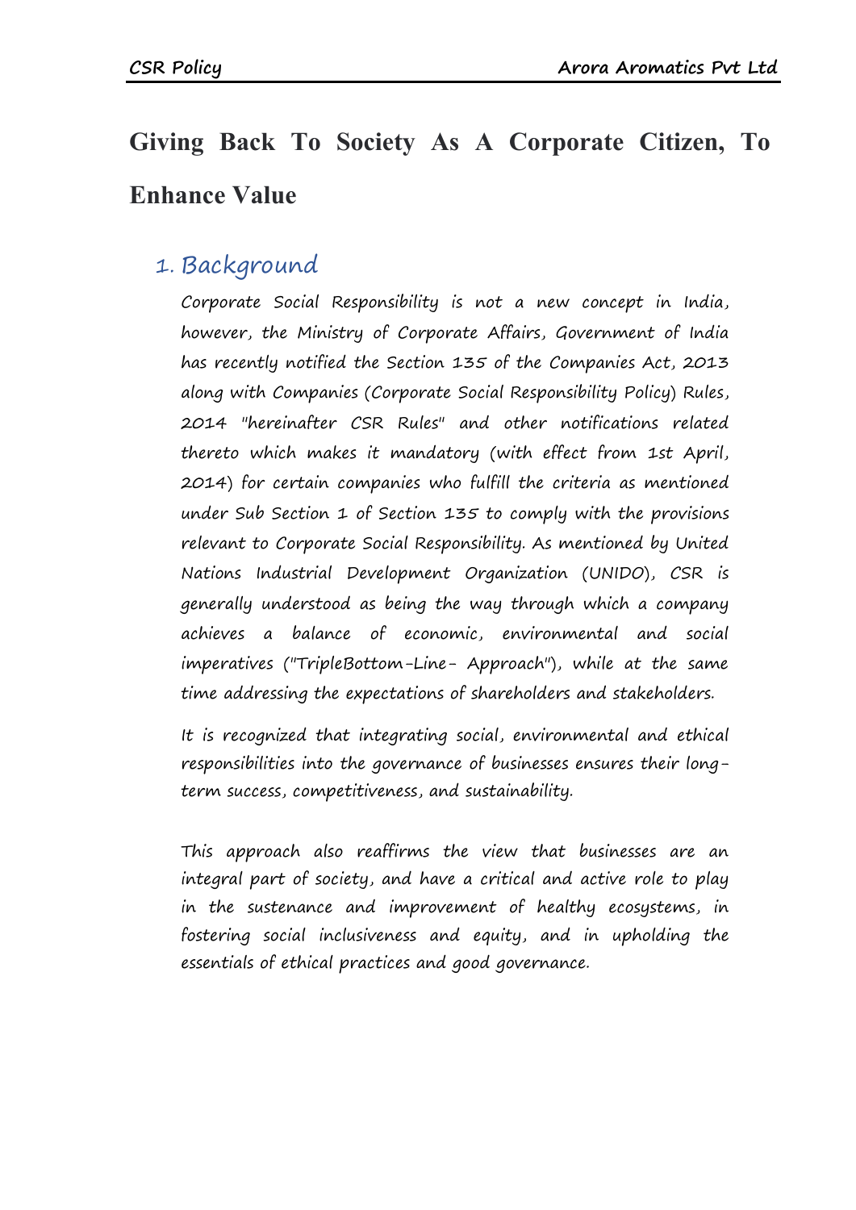# Giving Back To Society As A Corporate Citizen, To Enhance Value

## 1. Background

Corporate Social Responsibility is not a new concept in India, however, the Ministry of Corporate Affairs, Government of India has recently notified the Section 135 of the Companies Act, 2013 along with Companies (Corporate Social Responsibility Policy) Rules, 2014 "hereinafter CSR Rules" and other notifications related thereto which makes it mandatory (with effect from 1st April, 2014) for certain companies who fulfill the criteria as mentioned under Sub Section 1 of Section 135 to comply with the provisions relevant to Corporate Social Responsibility. As mentioned by United Nations Industrial Development Organization (UNIDO), CSR is generally understood as being the way through which a company achieves a balance of economic, environmental and social imperatives ("TripleBottom-Line- Approach"), while at the same time addressing the expectations of shareholders and stakeholders.

It is recognized that integrating social, environmental and ethical responsibilities into the governance of businesses ensures their long-term success, competitiveness, and sustainability.

This approach also reaffirms the view that businesses are an integral part of society, and have a critical and active role to play in the sustenance and improvement of healthy ecosystems, in fostering social inclusiveness and equity, and in upholding the essentials of ethical practices and good governance.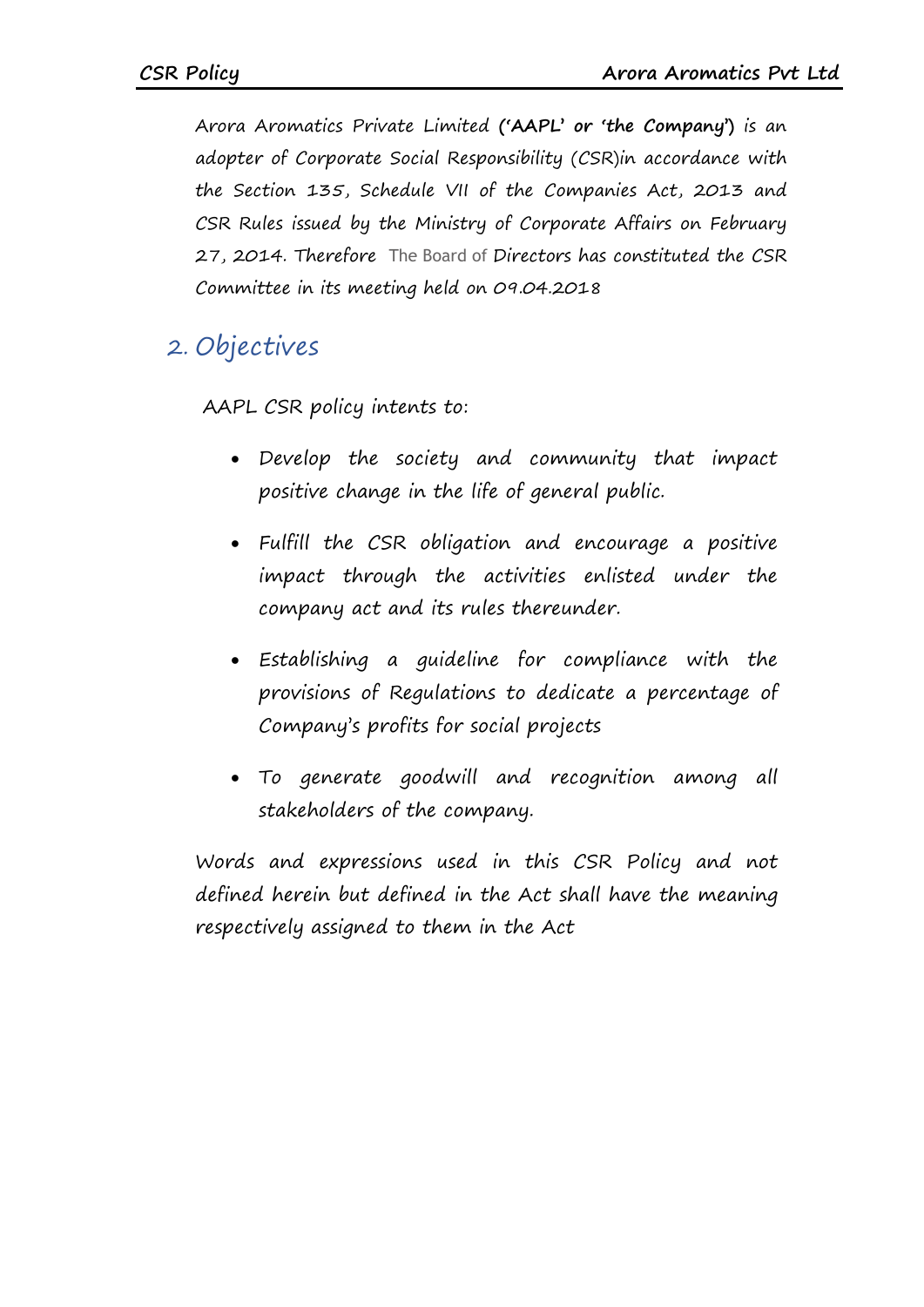Arora Aromatics Private Limited (**'AAPL' or 'the Company'**) is an adopter of Corporate Social Responsibility (CSR)in accordance with the Section 135, Schedule VII of the Companies Act, 2013 and CSR Rules issued by the Ministry of Corporate Affairs on February 27, 2014. Therefore The Board of Directors has constituted the CSR Committee in its meeting held on 09.04.2018

## 2. Objectives

AAPL CSR policy intents to:

- Develop the society and community that impact positive change in the life of general public.
- Fulfill the CSR obligation and encourage a positive impact through the activities enlisted under the company act and its rules thereunder.
- Establishing a guideline for compliance with the provisions of Regulations to dedicate a percentage of Company's profits for social projects
- To generate goodwill and recognition among all stakeholders of the company.

Words and expressions used in this CSR Policy and not defined herein but defined in the Act shall have the meaning respectively assigned to them in the Act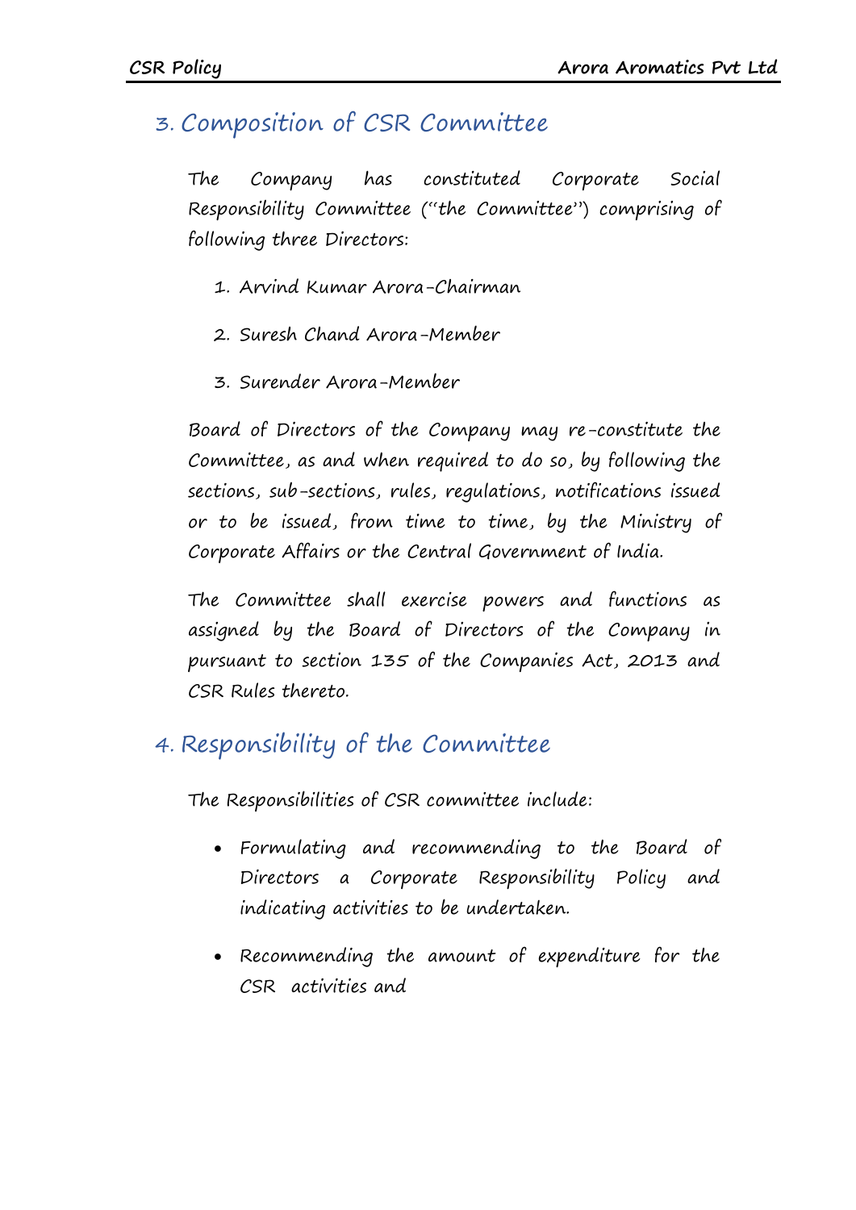## 3. Composition of CSR Committee

The Company has constituted Corporate Social Responsibility Committee ("the Committee") comprising of following three Directors:

1. Arvind Kumar Arora-Chairman
2. Suresh Chand Arora-Member
3. Surender Arora-Member

Board of Directors of the Company may re-constitute the Committee, as and when required to do so, by following the sections, sub-sections, rules, regulations, notifications issued or to be issued, from time to time, by the Ministry of Corporate Affairs or the Central Government of India.

The Committee shall exercise powers and functions as assigned by the Board of Directors of the Company in pursuant to section 135 of the Companies Act, 2013 and CSR Rules thereto.

## 4. Responsibility of the Committee

The Responsibilities of CSR committee include:

- Formulating and recommending to the Board of Directors a Corporate Responsibility Policy and indicating activities to be undertaken.
- Recommending the amount of expenditure for the CSR activities and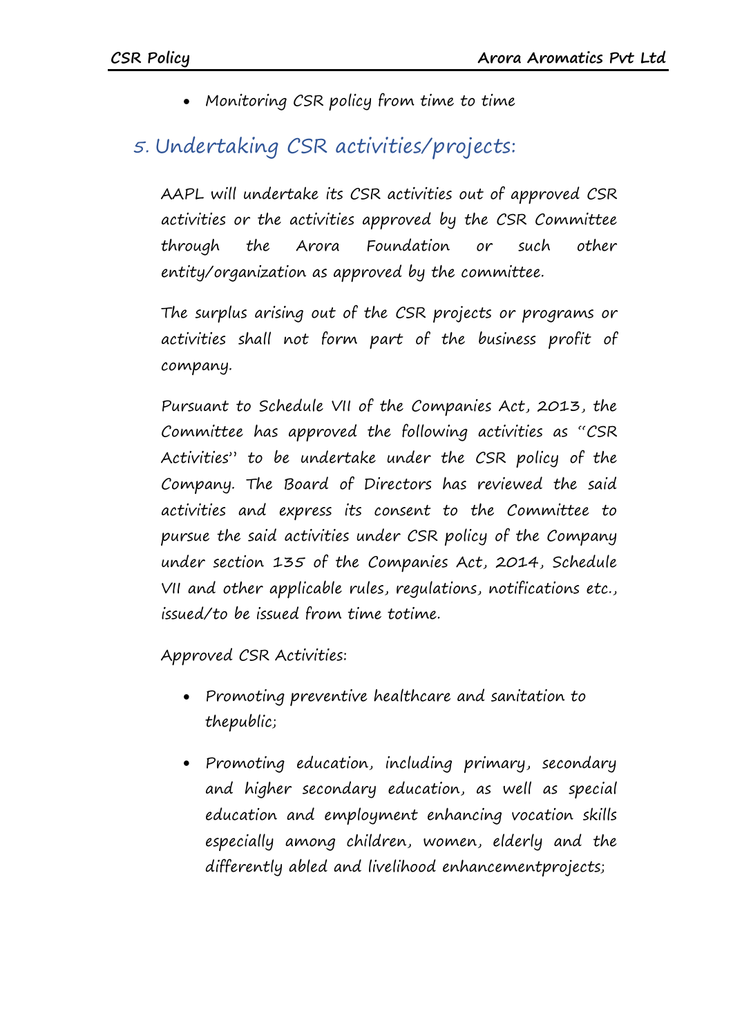- Monitoring CSR policy from time to time

## 5. Undertaking CSR activities/projects:

AAPL will undertake its CSR activities out of approved CSR activities or the activities approved by the CSR Committee through the Arora Foundation or such other entity/organization as approved by the committee.

The surplus arising out of the CSR projects or programs or activities shall not form part of the business profit of company.

Pursuant to Schedule VII of the Companies Act, 2013, the Committee has approved the following activities as "CSR Activities" to be undertake under the CSR policy of the Company. The Board of Directors has reviewed the said activities and express its consent to the Committee to pursue the said activities under CSR policy of the Company under section 135 of the Companies Act, 2014, Schedule VII and other applicable rules, regulations, notifications etc., issued/to be issued from time totime.

Approved CSR Activities:

- Promoting preventive healthcare and sanitation to thepublic;
- Promoting education, including primary, secondary and higher secondary education, as well as special education and employment enhancing vocation skills especially among children, women, elderly and the differently abled and livelihood enhancementprojects;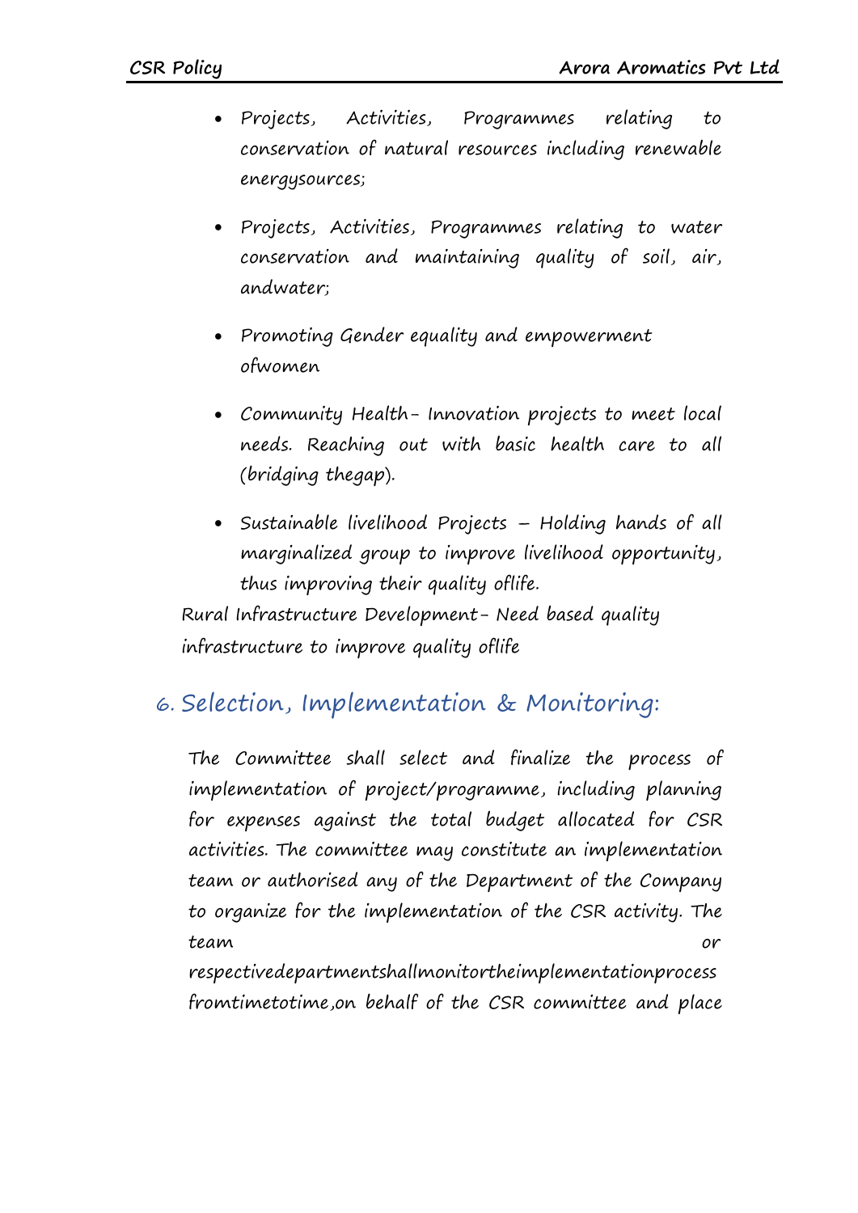- Projects, Activities, Programmes relating to conservation of natural resources including renewable energysources;
- Projects, Activities, Programmes relating to water conservation and maintaining quality of soil, air, andwater;
- Promoting Gender equality and empowerment ofwomen
- Community Health- Innovation projects to meet local needs. Reaching out with basic health care to all (bridging thegap).
- Sustainable livelihood Projects – Holding hands of all marginalized group to improve livelihood opportunity, thus improving their quality oflife.

Rural Infrastructure Development- Need based quality infrastructure to improve quality oflife

## 6. Selection, Implementation & Monitoring:

The Committee shall select and finalize the process of implementation of project/programme, including planning for expenses against the total budget allocated for CSR activities. The committee may constitute an implementation team or authorised any of the Department of the Company to organize for the implementation of the CSR activity. The team or respectivedepartmentshallmonitortheimplementationprocess fromtimetotime,on behalf of the CSR committee and place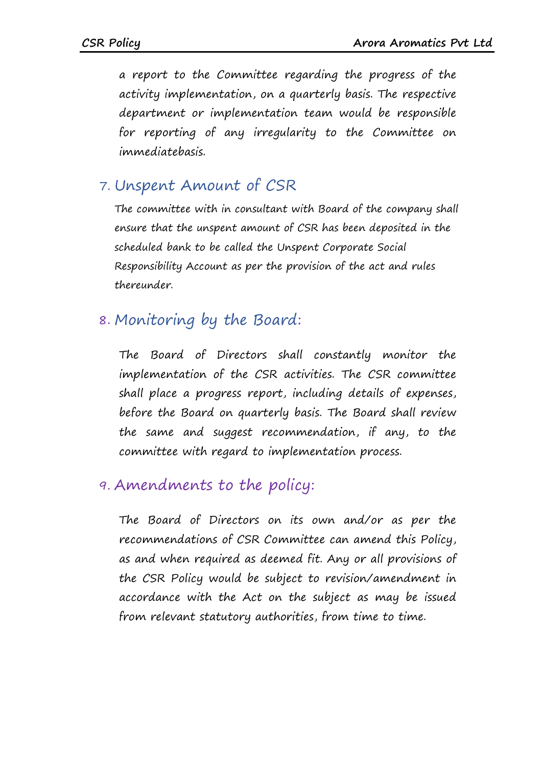a report to the Committee regarding the progress of the activity implementation, on a quarterly basis. The respective department or implementation team would be responsible for reporting of any irregularity to the Committee on immediatebasis.

## 7. Unspent Amount of CSR

The committee with in consultant with Board of the company shall ensure that the unspent amount of CSR has been deposited in the scheduled bank to be called the Unspent Corporate Social Responsibility Account as per the provision of the act and rules thereunder.

## 8. Monitoring by the Board:

The Board of Directors shall constantly monitor the implementation of the CSR activities. The CSR committee shall place a progress report, including details of expenses, before the Board on quarterly basis. The Board shall review the same and suggest recommendation, if any, to the committee with regard to implementation process.

## 9. Amendments to the policy:

The Board of Directors on its own and/or as per the recommendations of CSR Committee can amend this Policy, as and when required as deemed fit. Any or all provisions of the CSR Policy would be subject to revision/amendment in accordance with the Act on the subject as may be issued from relevant statutory authorities, from time to time.